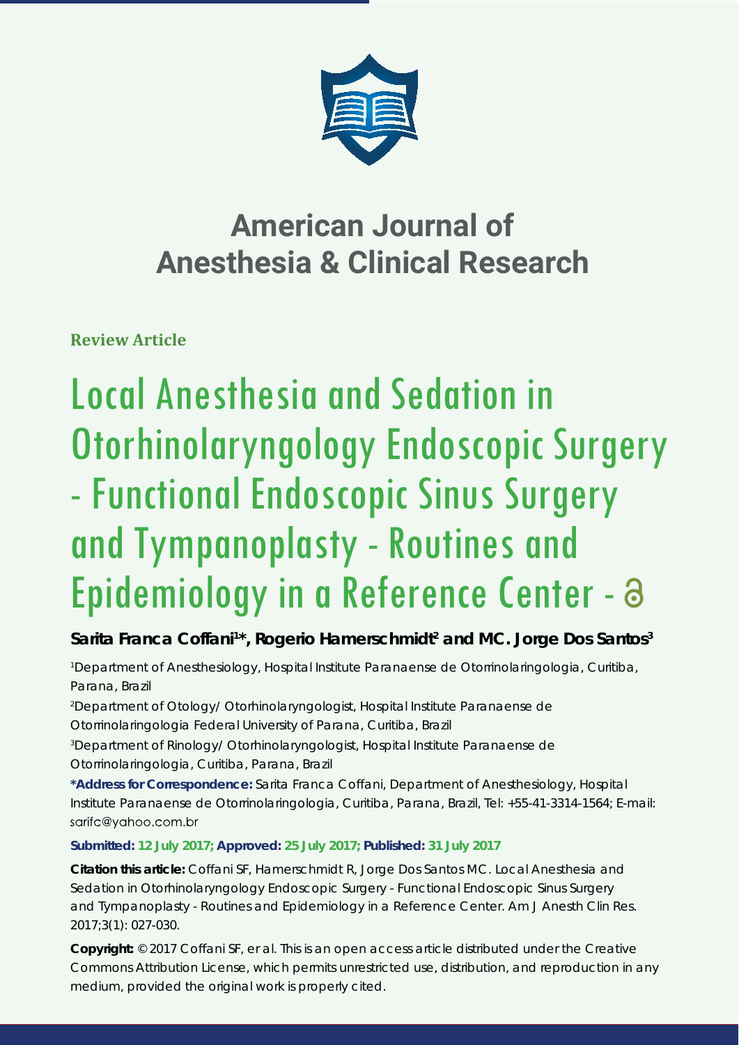# American Journal of Anesthesia & Clinical Research

**Review Article**

# Local Anesthesia and Sedation in Otorhinolaryngology Endoscopic Surgery - Functional Endoscopic Sinus Surgery and Tympanoplasty - Routines and Epidemiology in a Reference Center -

**Sarita Franca Coffani[1]*, Rogerio Hamerschmidt[2] and MC. Jorge Dos Santos[3]**

[1]Department of Anesthesiology, Hospital Institute Paranaense de Otorrinolaringologia, Curitiba, Parana, Brazil

[2]Department of Otology/ Otorhinolaryngologist, Hospital Institute Paranaense de Otorrinolaringologia Federal University of Parana, Curitiba, Brazil

[3]Department of Rinology/ Otorhinolaryngologist, Hospital Institute Paranaense de Otorrinolaringologia, Curitiba, Parana, Brazil

**\*Address for Correspondence:** Sarita Franca Coffani, Department of Anesthesiology, Hospital Institute Paranaense de Otorrinolaringologia, Curitiba, Parana, Brazil, Tel: +55-41-3314-1564; E-mail: sarifc@yahoo.com.br

**Submitted: 12 July 2017; Approved: 25 July 2017; Published: 31 July 2017**

**Citation this article:** Coffani SF, Hamerschmidt R, Jorge Dos Santos MC. Local Anesthesia and Sedation in Otorhinolaryngology Endoscopic Surgery - Functional Endoscopic Sinus Surgery and Tympanoplasty - Routines and Epidemiology in a Reference Center. Am J Anesth Clin Res. 2017;3(1): 027-030.

**Copyright:** © 2017 Coffani SF, er al. This is an open access article distributed under the Creative Commons Attribution License, which permits unrestricted use, distribution, and reproduction in any medium, provided the original work is properly cited.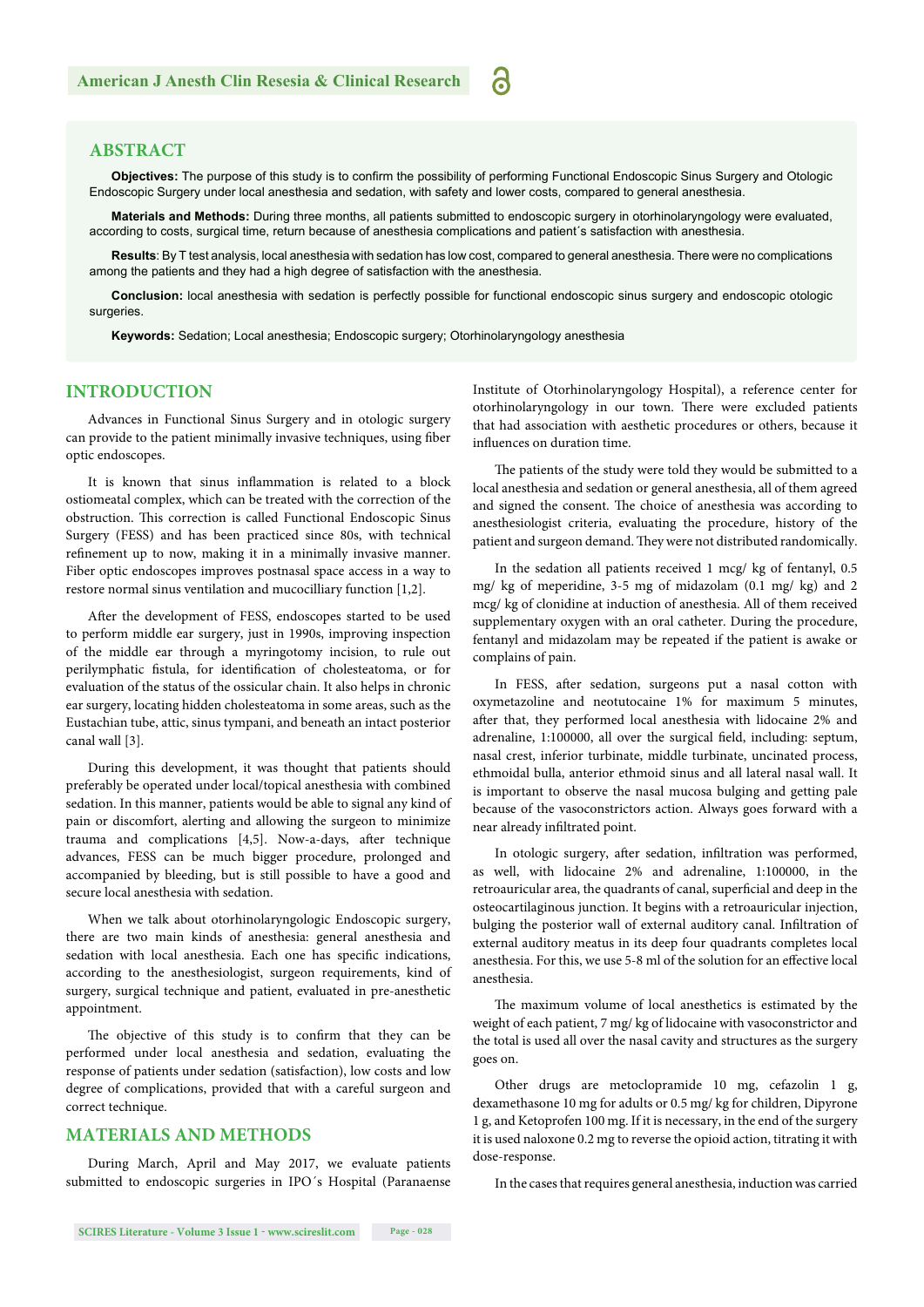## ABSTRACT

**Objectives:** The purpose of this study is to confirm the possibility of performing Functional Endoscopic Sinus Surgery and Otologic Endoscopic Surgery under local anesthesia and sedation, with safety and lower costs, compared to general anesthesia.

**Materials and Methods:** During three months, all patients submitted to endoscopic surgery in otorhinolaryngology were evaluated, according to costs, surgical time, return because of anesthesia complications and patient´s satisfaction with anesthesia.

**Results**: By T test analysis, local anesthesia with sedation has low cost, compared to general anesthesia. There were no complications among the patients and they had a high degree of satisfaction with the anesthesia.

**Conclusion:** local anesthesia with sedation is perfectly possible for functional endoscopic sinus surgery and endoscopic otologic surgeries.

**Keywords:** Sedation; Local anesthesia; Endoscopic surgery; Otorhinolaryngology anesthesia

## INTRODUCTION

Advances in Functional Sinus Surgery and in otologic surgery can provide to the patient minimally invasive techniques, using fiber optic endoscopes.

It is known that sinus inflammation is related to a block ostiomeatal complex, which can be treated with the correction of the obstruction. This correction is called Functional Endoscopic Sinus Surgery (FESS) and has been practiced since 80s, with technical refinement up to now, making it in a minimally invasive manner. Fiber optic endoscopes improves postnasal space access in a way to restore normal sinus ventilation and mucocilliary function [1,2].

After the development of FESS, endoscopes started to be used to perform middle ear surgery, just in 1990s, improving inspection of the middle ear through a myringotomy incision, to rule out perilymphatic fistula, for identification of cholesteatoma, or for evaluation of the status of the ossicular chain. It also helps in chronic ear surgery, locating hidden cholesteatoma in some areas, such as the Eustachian tube, attic, sinus tympani, and beneath an intact posterior canal wall [3].

During this development, it was thought that patients should preferably be operated under local/topical anesthesia with combined sedation. In this manner, patients would be able to signal any kind of pain or discomfort, alerting and allowing the surgeon to minimize trauma and complications [4,5]. Now-a-days, after technique advances, FESS can be much bigger procedure, prolonged and accompanied by bleeding, but is still possible to have a good and secure local anesthesia with sedation.

When we talk about otorhinolaryngologic Endoscopic surgery, there are two main kinds of anesthesia: general anesthesia and sedation with local anesthesia. Each one has specific indications, according to the anesthesiologist, surgeon requirements, kind of surgery, surgical technique and patient, evaluated in pre-anesthetic appointment.

The objective of this study is to confirm that they can be performed under local anesthesia and sedation, evaluating the response of patients under sedation (satisfaction), low costs and low degree of complications, provided that with a careful surgeon and correct technique.

## MATERIALS AND METHODS

During March, April and May 2017, we evaluate patients submitted to endoscopic surgeries in IPO´s Hospital (Paranaense Institute of Otorhinolaryngology Hospital), a reference center for otorhinolaryngology in our town. There were excluded patients that had association with aesthetic procedures or others, because it influences on duration time.

The patients of the study were told they would be submitted to a local anesthesia and sedation or general anesthesia, all of them agreed and signed the consent. The choice of anesthesia was according to anesthesiologist criteria, evaluating the procedure, history of the patient and surgeon demand. They were not distributed randomically.

In the sedation all patients received 1 mcg/ kg of fentanyl, 0.5 mg/ kg of meperidine, 3-5 mg of midazolam (0.1 mg/ kg) and 2 mcg/ kg of clonidine at induction of anesthesia. All of them received supplementary oxygen with an oral catheter. During the procedure, fentanyl and midazolam may be repeated if the patient is awake or complains of pain.

In FESS, after sedation, surgeons put a nasal cotton with oxymetazoline and neotutocaine 1% for maximum 5 minutes, after that, they performed local anesthesia with lidocaine 2% and adrenaline, 1:100000, all over the surgical field, including: septum, nasal crest, inferior turbinate, middle turbinate, uncinated process, ethmoidal bulla, anterior ethmoid sinus and all lateral nasal wall. It is important to observe the nasal mucosa bulging and getting pale because of the vasoconstrictors action. Always goes forward with a near already infiltrated point.

In otologic surgery, after sedation, infiltration was performed, as well, with lidocaine 2% and adrenaline, 1:100000, in the retroauricular area, the quadrants of canal, superficial and deep in the osteocartilaginous junction. It begins with a retroauricular injection, bulging the posterior wall of external auditory canal. Infiltration of external auditory meatus in its deep four quadrants completes local anesthesia. For this, we use 5-8 ml of the solution for an effective local anesthesia.

The maximum volume of local anesthetics is estimated by the weight of each patient, 7 mg/ kg of lidocaine with vasoconstrictor and the total is used all over the nasal cavity and structures as the surgery goes on.

Other drugs are metoclopramide 10 mg, cefazolin 1 g, dexamethasone 10 mg for adults or 0.5 mg/ kg for children, Dipyrone 1 g, and Ketoprofen 100 mg. If it is necessary, in the end of the surgery it is used naloxone 0.2 mg to reverse the opioid action, titrating it with dose-response.

In the cases that requires general anesthesia, induction was carried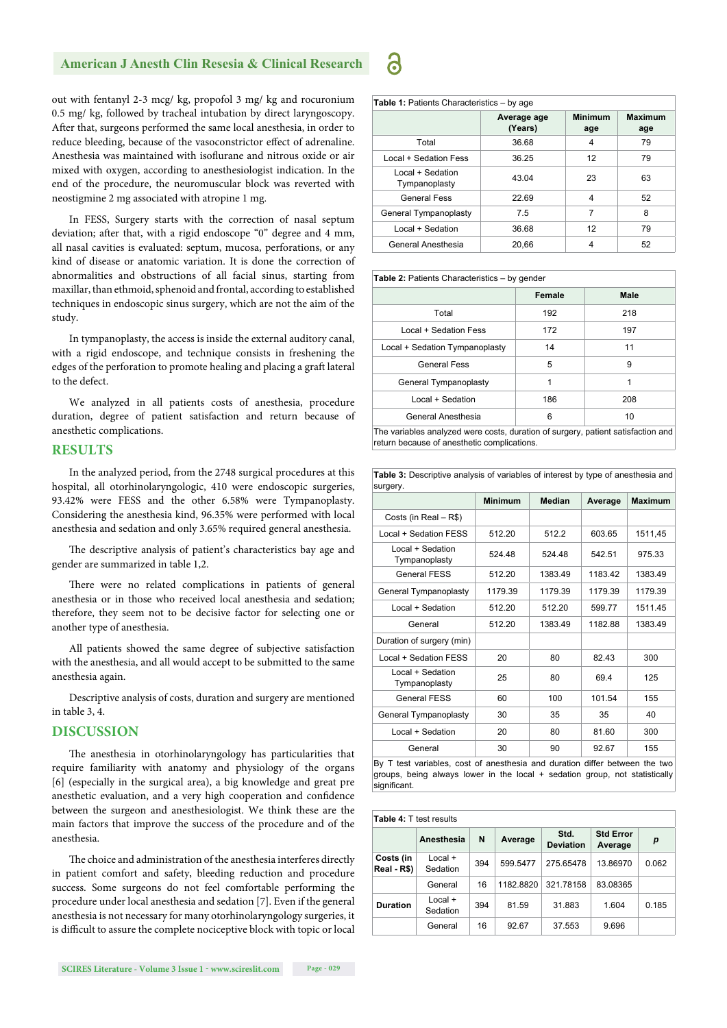out with fentanyl 2-3 mcg/ kg, propofol 3 mg/ kg and rocuronium 0.5 mg/ kg, followed by tracheal intubation by direct laryngoscopy. After that, surgeons performed the same local anesthesia, in order to reduce bleeding, because of the vasoconstrictor effect of adrenaline. Anesthesia was maintained with isoflurane and nitrous oxide or air mixed with oxygen, according to anesthesiologist indication. In the end of the procedure, the neuromuscular block was reverted with neostigmine 2 mg associated with atropine 1 mg.

In FESS, Surgery starts with the correction of nasal septum deviation; after that, with a rigid endoscope "0" degree and 4 mm, all nasal cavities is evaluated: septum, mucosa, perforations, or any kind of disease or anatomic variation. It is done the correction of abnormalities and obstructions of all facial sinus, starting from maxillar, than ethmoid, sphenoid and frontal, according to established techniques in endoscopic sinus surgery, which are not the aim of the study.

In tympanoplasty, the access is inside the external auditory canal, with a rigid endoscope, and technique consists in freshening the edges of the perforation to promote healing and placing a graft lateral to the defect.

We analyzed in all patients costs of anesthesia, procedure duration, degree of patient satisfaction and return because of anesthetic complications.

## RESULTS

In the analyzed period, from the 2748 surgical procedures at this hospital, all otorhinolaryngologic, 410 were endoscopic surgeries, 93.42% were FESS and the other 6.58% were Tympanoplasty. Considering the anesthesia kind, 96.35% were performed with local anesthesia and sedation and only 3.65% required general anesthesia.

The descriptive analysis of patient's characteristics bay age and gender are summarized in table 1,2.

There were no related complications in patients of general anesthesia or in those who received local anesthesia and sedation; therefore, they seem not to be decisive factor for selecting one or another type of anesthesia.

All patients showed the same degree of subjective satisfaction with the anesthesia, and all would accept to be submitted to the same anesthesia again.

Descriptive analysis of costs, duration and surgery are mentioned in table 3, 4.

## DISCUSSION

The anesthesia in otorhinolaryngology has particularities that require familiarity with anatomy and physiology of the organs [6] (especially in the surgical area), a big knowledge and great pre anesthetic evaluation, and a very high cooperation and confidence between the surgeon and anesthesiologist. We think these are the main factors that improve the success of the procedure and of the anesthesia.

The choice and administration of the anesthesia interferes directly in patient comfort and safety, bleeding reduction and procedure success. Some surgeons do not feel comfortable performing the procedure under local anesthesia and sedation [7]. Even if the general anesthesia is not necessary for many otorhinolaryngology surgeries, it is difficult to assure the complete nociceptive block with topic or local

**Table 1:** Patients Characteristics – by age

| | Average age (Years) | Minimum age | Maximum age |
|---|---|---|---|
| Total | 36.68 | 4 | 79 |
| Local + Sedation Fess | 36.25 | 12 | 79 |
| Local + Sedation Tympanoplasty | 43.04 | 23 | 63 |
| General Fess | 22.69 | 4 | 52 |
| General Tympanoplasty | 7.5 | 7 | 8 |
| Local + Sedation | 36.68 | 12 | 79 |
| General Anesthesia | 20,66 | 4 | 52 |

**Table 2:** Patients Characteristics – by gender

| | Female | Male |
|---|---|---|
| Total | 192 | 218 |
| Local + Sedation Fess | 172 | 197 |
| Local + Sedation Tympanoplasty | 14 | 11 |
| General Fess | 5 | 9 |
| General Tympanoplasty | 1 | 1 |
| Local + Sedation | 186 | 208 |
| General Anesthesia | 6 | 10 |

The variables analyzed were costs, duration of surgery, patient satisfaction and return because of anesthetic complications.

**Table 3:** Descriptive analysis of variables of interest by type of anesthesia and surgery.

| | Minimum | Median | Average | Maximum |
|---|---|---|---|---|
| Costs (in Real – R$) | | | | |
| Local + Sedation FESS | 512.20 | 512.2 | 603.65 | 1511,45 |
| Local + Sedation Tympanoplasty | 524.48 | 524.48 | 542.51 | 975.33 |
| General FESS | 512.20 | 1383.49 | 1183.42 | 1383.49 |
| General Tympanoplasty | 1179.39 | 1179.39 | 1179.39 | 1179.39 |
| Local + Sedation | 512.20 | 512.20 | 599.77 | 1511.45 |
| General | 512.20 | 1383.49 | 1182.88 | 1383.49 |
| Duration of surgery (min) | | | | |
| Local + Sedation FESS | 20 | 80 | 82.43 | 300 |
| Local + Sedation Tympanoplasty | 25 | 80 | 69.4 | 125 |
| General FESS | 60 | 100 | 101.54 | 155 |
| General Tympanoplasty | 30 | 35 | 35 | 40 |
| Local + Sedation | 20 | 80 | 81.60 | 300 |
| General | 30 | 90 | 92.67 | 155 |

By T test variables, cost of anesthesia and duration differ between the two groups, being always lower in the local + sedation group, not statistically significant.

**Table 4:** T test results

| | Anesthesia | N | Average | Std. Deviation | Std Error Average | *p* |
|---|---|---|---|---|---|---|
| **Costs (in Real - R$)** | Local + Sedation | 394 | 599.5477 | 275.65478 | 13.86970 | 0.062 |
| | General | 16 | 1182.8820 | 321.78158 | 83.08365 | |
| **Duration** | Local + Sedation | 394 | 81.59 | 31.883 | 1.604 | 0.185 |
| | General | 16 | 92.67 | 37.553 | 9.696 | |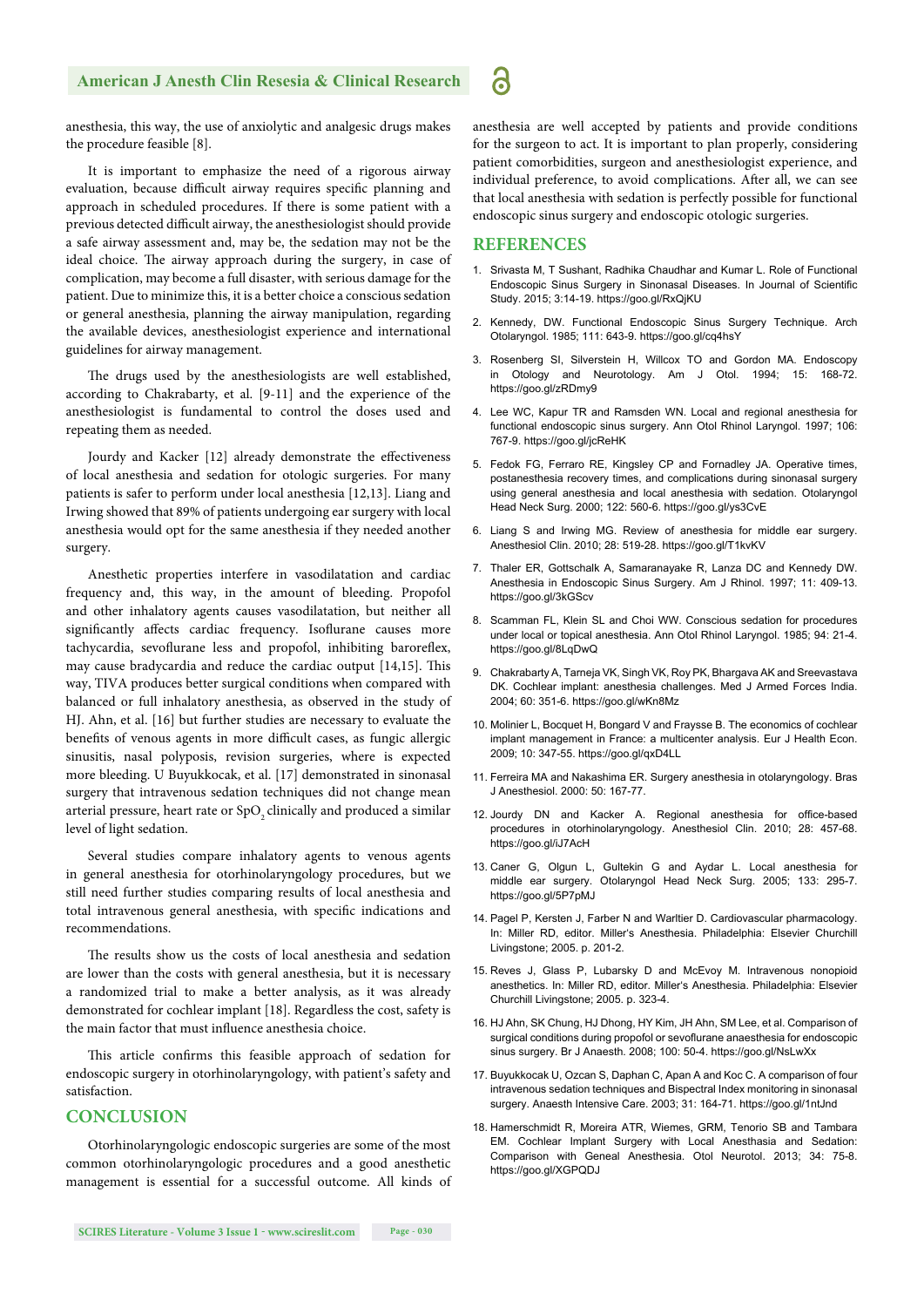anesthesia, this way, the use of anxiolytic and analgesic drugs makes the procedure feasible [8].

It is important to emphasize the need of a rigorous airway evaluation, because difficult airway requires specific planning and approach in scheduled procedures. If there is some patient with a previous detected difficult airway, the anesthesiologist should provide a safe airway assessment and, may be, the sedation may not be the ideal choice. The airway approach during the surgery, in case of complication, may become a full disaster, with serious damage for the patient. Due to minimize this, it is a better choice a conscious sedation or general anesthesia, planning the airway manipulation, regarding the available devices, anesthesiologist experience and international guidelines for airway management.

The drugs used by the anesthesiologists are well established, according to Chakrabarty, et al. [9-11] and the experience of the anesthesiologist is fundamental to control the doses used and repeating them as needed.

Jourdy and Kacker [12] already demonstrate the effectiveness of local anesthesia and sedation for otologic surgeries. For many patients is safer to perform under local anesthesia [12,13]. Liang and Irwing showed that 89% of patients undergoing ear surgery with local anesthesia would opt for the same anesthesia if they needed another surgery.

Anesthetic properties interfere in vasodilatation and cardiac frequency and, this way, in the amount of bleeding. Propofol and other inhalatory agents causes vasodilatation, but neither all significantly affects cardiac frequency. Isoflurane causes more tachycardia, sevoflurane less and propofol, inhibiting baroreflex, may cause bradycardia and reduce the cardiac output [14,15]. This way, TIVA produces better surgical conditions when compared with balanced or full inhalatory anesthesia, as observed in the study of HJ. Ahn, et al. [16] but further studies are necessary to evaluate the benefits of venous agents in more difficult cases, as fungic allergic sinusitis, nasal polyposis, revision surgeries, where is expected more bleeding. U Buyukkocak, et al. [17] demonstrated in sinonasal surgery that intravenous sedation techniques did not change mean arterial pressure, heart rate or $SpO_2$ clinically and produced a similar level of light sedation.

Several studies compare inhalatory agents to venous agents in general anesthesia for otorhinolaryngology procedures, but we still need further studies comparing results of local anesthesia and total intravenous general anesthesia, with specific indications and recommendations.

The results show us the costs of local anesthesia and sedation are lower than the costs with general anesthesia, but it is necessary a randomized trial to make a better analysis, as it was already demonstrated for cochlear implant [18]. Regardless the cost, safety is the main factor that must influence anesthesia choice.

This article confirms this feasible approach of sedation for endoscopic surgery in otorhinolaryngology, with patient's safety and satisfaction.

## CONCLUSION

Otorhinolaryngologic endoscopic surgeries are some of the most common otorhinolaryngologic procedures and a good anesthetic management is essential for a successful outcome. All kinds of anesthesia are well accepted by patients and provide conditions for the surgeon to act. It is important to plan properly, considering patient comorbidities, surgeon and anesthesiologist experience, and individual preference, to avoid complications. After all, we can see that local anesthesia with sedation is perfectly possible for functional endoscopic sinus surgery and endoscopic otologic surgeries.

## REFERENCES

1. Srivasta M, T Sushant, Radhika Chaudhar and Kumar L. Role of Functional Endoscopic Sinus Surgery in Sinonasal Diseases. In Journal of Scientific Study. 2015; 3:14-19. https://goo.gl/RxQjKU
2. Kennedy, DW. Functional Endoscopic Sinus Surgery Technique. Arch Otolaryngol. 1985; 111: 643-9. https://goo.gl/cq4hsY
3. Rosenberg SI, Silverstein H, Willcox TO and Gordon MA. Endoscopy in Otology and Neurotology. Am J Otol. 1994; 15: 168-72. https://goo.gl/zRDmy9
4. Lee WC, Kapur TR and Ramsden WN. Local and regional anesthesia for functional endoscopic sinus surgery. Ann Otol Rhinol Laryngol. 1997; 106: 767-9. https://goo.gl/jcReHK
5. Fedok FG, Ferraro RE, Kingsley CP and Fornadley JA. Operative times, postanesthesia recovery times, and complications during sinonasal surgery using general anesthesia and local anesthesia with sedation. Otolaryngol Head Neck Surg. 2000; 122: 560-6. https://goo.gl/ys3CvE
6. Liang S and Irwing MG. Review of anesthesia for middle ear surgery. Anesthesiol Clin. 2010; 28: 519-28. https://goo.gl/T1kvKV
7. Thaler ER, Gottschalk A, Samaranayake R, Lanza DC and Kennedy DW. Anesthesia in Endoscopic Sinus Surgery. Am J Rhinol. 1997; 11: 409-13. https://goo.gl/3kGScv
8. Scamman FL, Klein SL and Choi WW. Conscious sedation for procedures under local or topical anesthesia. Ann Otol Rhinol Laryngol. 1985; 94: 21-4. https://goo.gl/8LqDwQ
9. Chakrabarty A, Tarneja VK, Singh VK, Roy PK, Bhargava AK and Sreevastava DK. Cochlear implant: anesthesia challenges. Med J Armed Forces India. 2004; 60: 351-6. https://goo.gl/wKn8Mz
10. Molinier L, Bocquet H, Bongard V and Fraysse B. The economics of cochlear implant management in France: a multicenter analysis. Eur J Health Econ. 2009; 10: 347-55. https://goo.gl/qxD4LL
11. Ferreira MA and Nakashima ER. Surgery anesthesia in otolaryngology. Bras J Anesthesiol. 2000: 50: 167-77.
12. Jourdy DN and Kacker A. Regional anesthesia for office-based procedures in otorhinolaryngology. Anesthesiol Clin. 2010; 28: 457-68. https://goo.gl/iJ7AcH
13. Caner G, Olgun L, Gultekin G and Aydar L. Local anesthesia for middle ear surgery. Otolaryngol Head Neck Surg. 2005; 133: 295-7. https://goo.gl/5P7pMJ
14. Pagel P, Kersten J, Farber N and Warltier D. Cardiovascular pharmacology. In: Miller RD, editor. Miller's Anesthesia. Philadelphia: Elsevier Churchill Livingstone; 2005. p. 201-2.
15. Reves J, Glass P, Lubarsky D and McEvoy M. Intravenous nonopioid anesthetics. In: Miller RD, editor. Miller's Anesthesia. Philadelphia: Elsevier Churchill Livingstone; 2005. p. 323-4.
16. HJ Ahn, SK Chung, HJ Dhong, HY Kim, JH Ahn, SM Lee, et al. Comparison of surgical conditions during propofol or sevoflurane anaesthesia for endoscopic sinus surgery. Br J Anaesth. 2008; 100: 50-4. https://goo.gl/NsLwXx
17. Buyukkocak U, Ozcan S, Daphan C, Apan A and Koc C. A comparison of four intravenous sedation techniques and Bispectral Index monitoring in sinonasal surgery. Anaesth Intensive Care. 2003; 31: 164-71. https://goo.gl/1ntJnd
18. Hamerschmidt R, Moreira ATR, Wiemes, GRM, Tenorio SB and Tambara EM. Cochlear Implant Surgery with Local Anesthasia and Sedation: Comparison with Geneal Anesthesia. Otol Neurotol. 2013; 34: 75-8. https://goo.gl/XGPQDJ